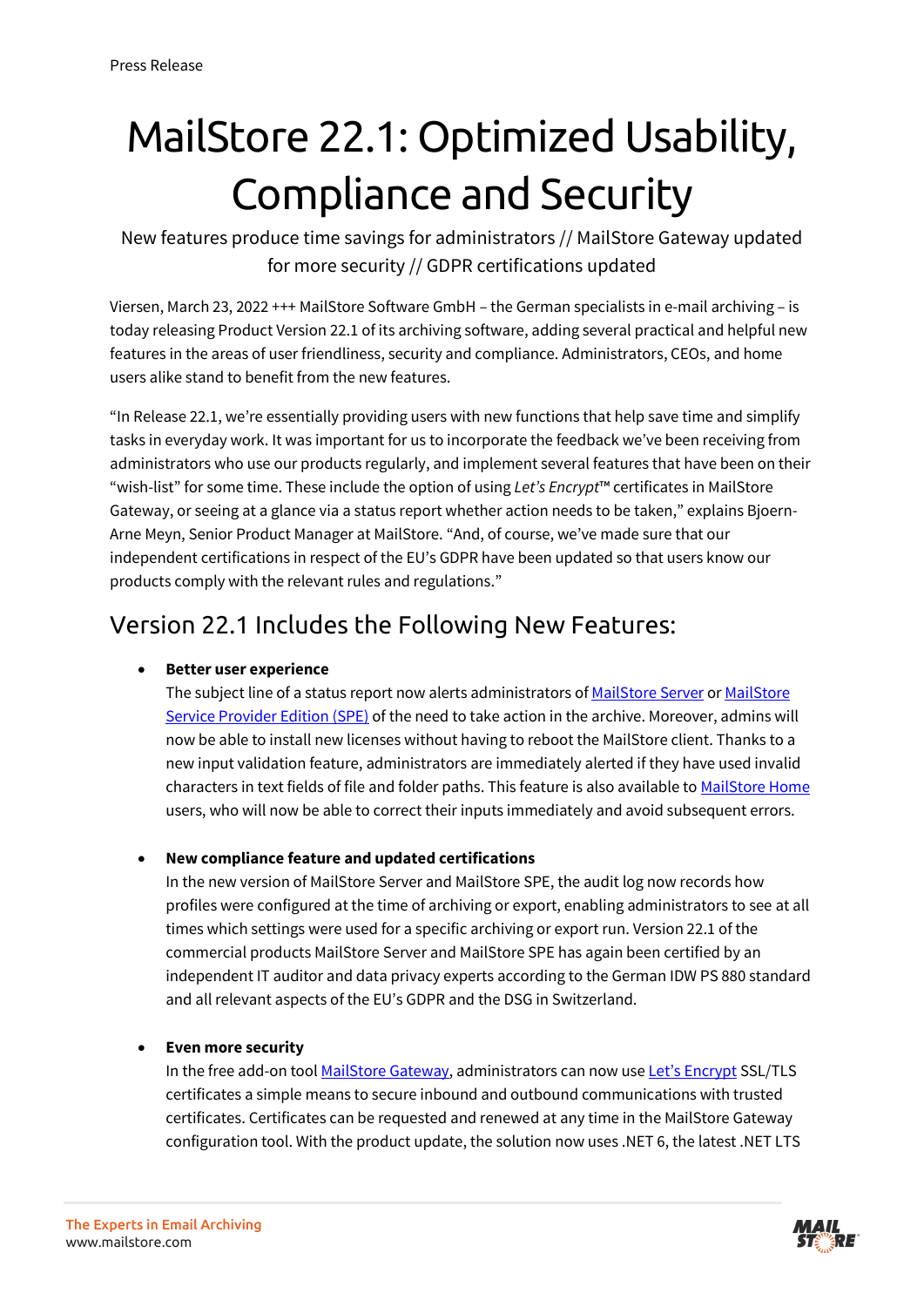Press Release

# MailStore 22.1: Optimized Usability, Compliance and Security

New features produce time savings for administrators // MailStore Gateway updated for more security // GDPR certifications updated

Viersen, March 23, 2022 +++ MailStore Software GmbH – the German specialists in e-mail archiving – is today releasing Product Version 22.1 of its archiving software, adding several practical and helpful new features in the areas of user friendliness, security and compliance. Administrators, CEOs, and home users alike stand to benefit from the new features.

"In Release 22.1, we're essentially providing users with new functions that help save time and simplify tasks in everyday work. It was important for us to incorporate the feedback we've been receiving from administrators who use our products regularly, and implement several features that have been on their "wish-list" for some time. These include the option of using *Let's Encrypt*™ certificates in MailStore Gateway, or seeing at a glance via a status report whether action needs to be taken," explains Bjoern-Arne Meyn, Senior Product Manager at MailStore. "And, of course, we've made sure that our independent certifications in respect of the EU's GDPR have been updated so that users know our products comply with the relevant rules and regulations."

## Version 22.1 Includes the Following New Features:

- **Better user experience**
  The subject line of a status report now alerts administrators of MailStore Server or MailStore Service Provider Edition (SPE) of the need to take action in the archive. Moreover, admins will now be able to install new licenses without having to reboot the MailStore client. Thanks to a new input validation feature, administrators are immediately alerted if they have used invalid characters in text fields of file and folder paths. This feature is also available to MailStore Home users, who will now be able to correct their inputs immediately and avoid subsequent errors.

- **New compliance feature and updated certifications**
  In the new version of MailStore Server and MailStore SPE, the audit log now records how profiles were configured at the time of archiving or export, enabling administrators to see at all times which settings were used for a specific archiving or export run. Version 22.1 of the commercial products MailStore Server and MailStore SPE has again been certified by an independent IT auditor and data privacy experts according to the German IDW PS 880 standard and all relevant aspects of the EU's GDPR and the DSG in Switzerland.

- **Even more security**
  In the free add-on tool MailStore Gateway, administrators can now use Let's Encrypt SSL/TLS certificates a simple means to secure inbound and outbound communications with trusted certificates. Certificates can be requested and renewed at any time in the MailStore Gateway configuration tool. With the product update, the solution now uses .NET 6, the latest .NET LTS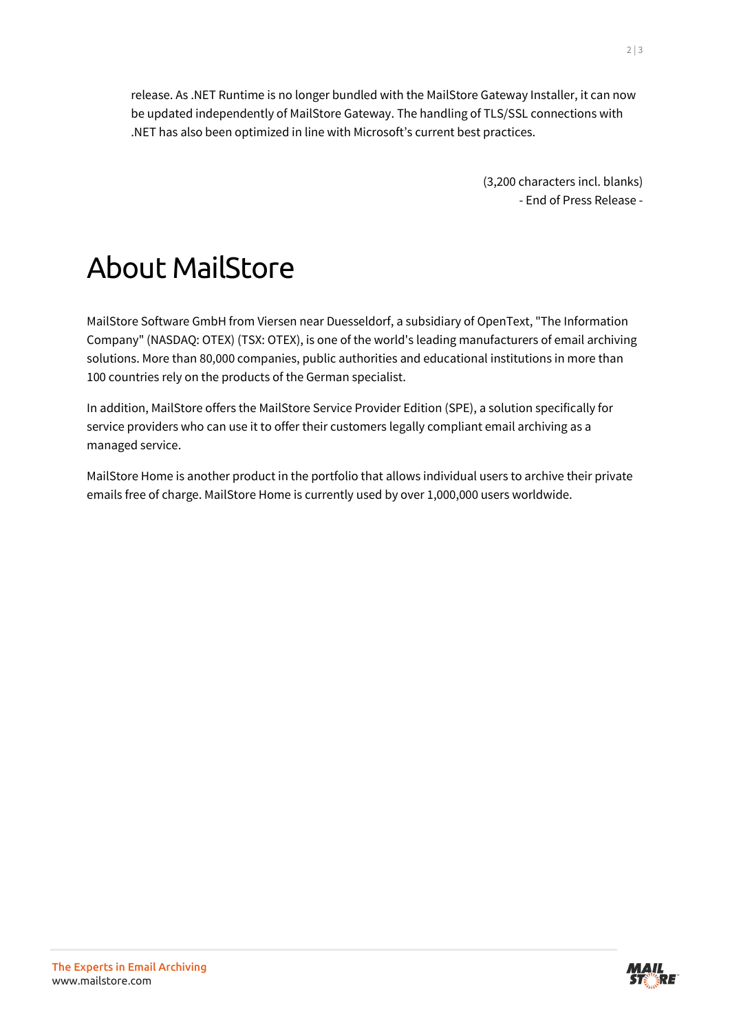release. As .NET Runtime is no longer bundled with the MailStore Gateway Installer, it can now be updated independently of MailStore Gateway. The handling of TLS/SSL connections with .NET has also been optimized in line with Microsoft's current best practices.

(3,200 characters incl. blanks)
- End of Press Release -

# About MailStore

MailStore Software GmbH from Viersen near Duesseldorf, a subsidiary of OpenText, "The Information Company" (NASDAQ: OTEX) (TSX: OTEX), is one of the world's leading manufacturers of email archiving solutions. More than 80,000 companies, public authorities and educational institutions in more than 100 countries rely on the products of the German specialist.

In addition, MailStore offers the MailStore Service Provider Edition (SPE), a solution specifically for service providers who can use it to offer their customers legally compliant email archiving as a managed service.

MailStore Home is another product in the portfolio that allows individual users to archive their private emails free of charge. MailStore Home is currently used by over 1,000,000 users worldwide.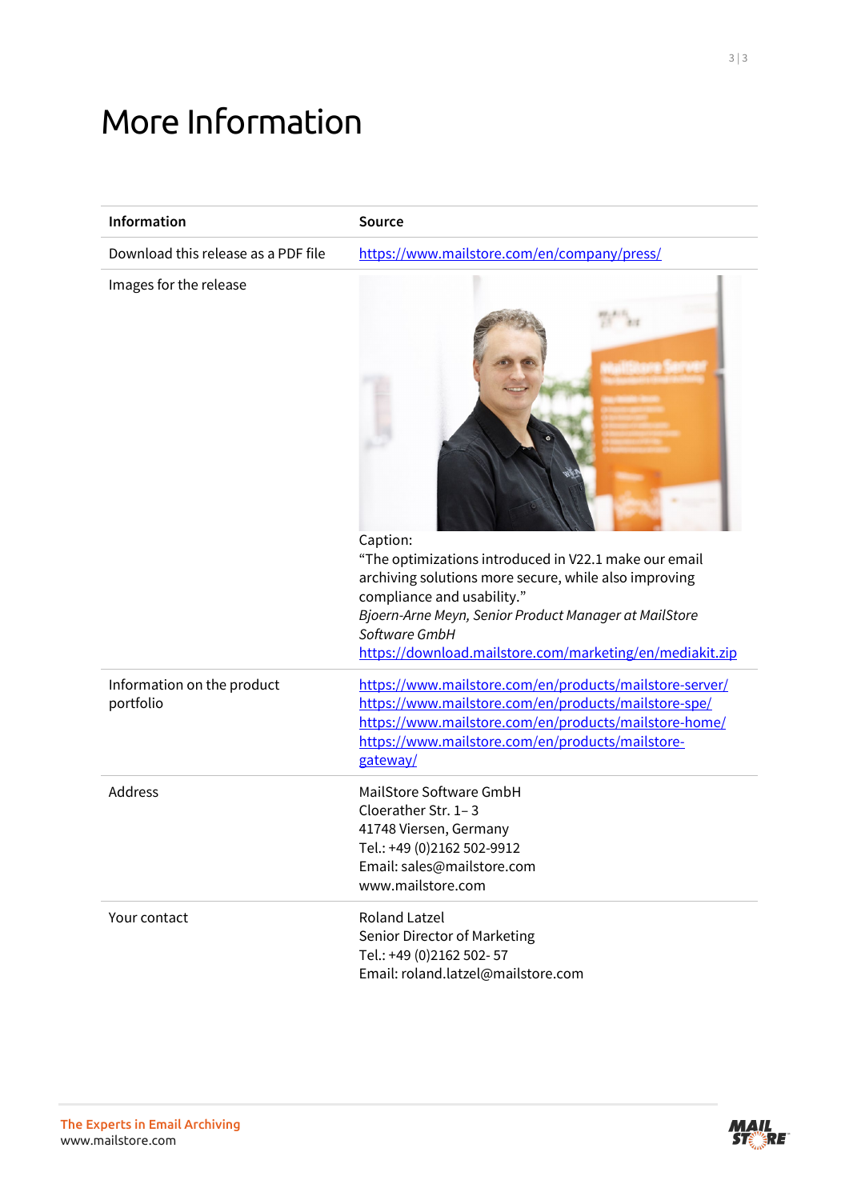# More Information

| Information | Source |
|---|---|
| Download this release as a PDF file | https://www.mailstore.com/en/company/press/ |
| Images for the release | Caption:<br>“The optimizations introduced in V22.1 make our email archiving solutions more secure, while also improving compliance and usability.”<br>*Bjoern-Arne Meyn, Senior Product Manager at MailStore Software GmbH*<br>https://download.mailstore.com/marketing/en/mediakit.zip |
| Information on the product portfolio | https://www.mailstore.com/en/products/mailstore-server/<br>https://www.mailstore.com/en/products/mailstore-spe/<br>https://www.mailstore.com/en/products/mailstore-home/<br>https://www.mailstore.com/en/products/mailstore-gateway/ |
| Address | MailStore Software GmbH<br>Cloerather Str. 1– 3<br>41748 Viersen, Germany<br>Tel.: +49 (0)2162 502-9912<br>Email: sales@mailstore.com<br>www.mailstore.com |
| Your contact | Roland Latzel<br>Senior Director of Marketing<br>Tel.: +49 (0)2162 502- 57<br>Email: roland.latzel@mailstore.com |